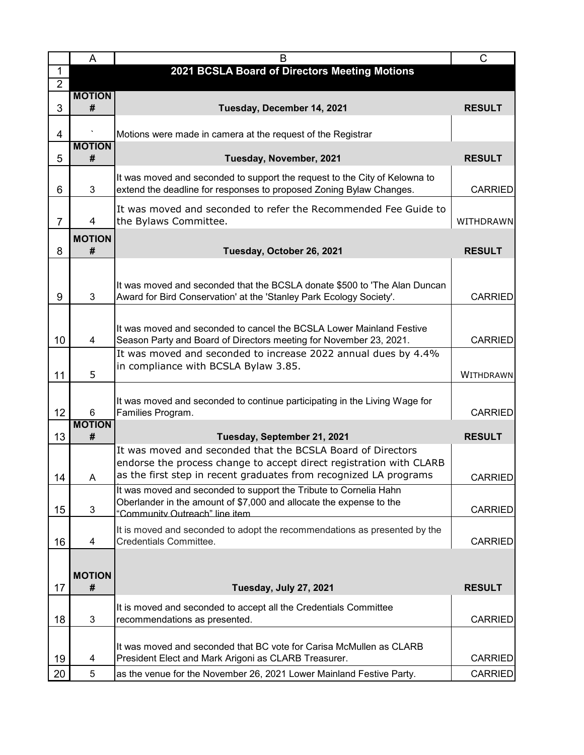| | A | B | C |
|---|---|---|---|
| 1 | | **2021 BCSLA Board of Directors Meeting Motions** | |
| 2 | | | |
| 3 | **MOTION #** | **Tuesday, December 14, 2021** | **RESULT** |
| 4 | ` | Motions were made in camera at the request of the Registrar | |
| 5 | **MOTION #** | **Tuesday, November, 2021** | **RESULT** |
| 6 | 3 | It was moved and seconded to support the request to the City of Kelowna to extend the deadline for responses to proposed Zoning Bylaw Changes. | CARRIED |
| 7 | 4 | It was moved and seconded to refer the Recommended Fee Guide to the Bylaws Committee. | WITHDRAWN |
| 8 | **MOTION #** | **Tuesday, October 26, 2021** | **RESULT** |
| 9 | 3 | It was moved and seconded that the BCSLA donate $500 to 'The Alan Duncan Award for Bird Conservation' at the 'Stanley Park Ecology Society'. | CARRIED |
| 10 | 4 | It was moved and seconded to cancel the BCSLA Lower Mainland Festive Season Party and Board of Directors meeting for November 23, 2021. | CARRIED |
| 11 | 5 | It was moved and seconded to increase 2022 annual dues by 4.4% in compliance with BCSLA Bylaw 3.85. | WITHDRAWN |
| 12 | 6 | It was moved and seconded to continue participating in the Living Wage for Families Program. | CARRIED |
| 13 | **MOTION #** | **Tuesday, September 21, 2021** | **RESULT** |
| 14 | A | It was moved and seconded that the BCSLA Board of Directors endorse the process change to accept direct registration with CLARB as the first step in recent graduates from recognized LA programs | CARRIED |
| 15 | 3 | It was moved and seconded to support the Tribute to Cornelia Hahn Oberlander in the amount of $7,000 and allocate the expense to the "Community Outreach" line item | CARRIED |
| 16 | 4 | It is moved and seconded to adopt the recommendations as presented by the Credentials Committee. | CARRIED |
| 17 | **MOTION #** | **Tuesday, July 27, 2021** | **RESULT** |
| 18 | 3 | It is moved and seconded to accept all the Credentials Committee recommendations as presented. | CARRIED |
| 19 | 4 | It was moved and seconded that BC vote for Carisa McMullen as CLARB President Elect and Mark Arigoni as CLARB Treasurer. | CARRIED |
| 20 | 5 | as the venue for the November 26, 2021 Lower Mainland Festive Party. | CARRIED |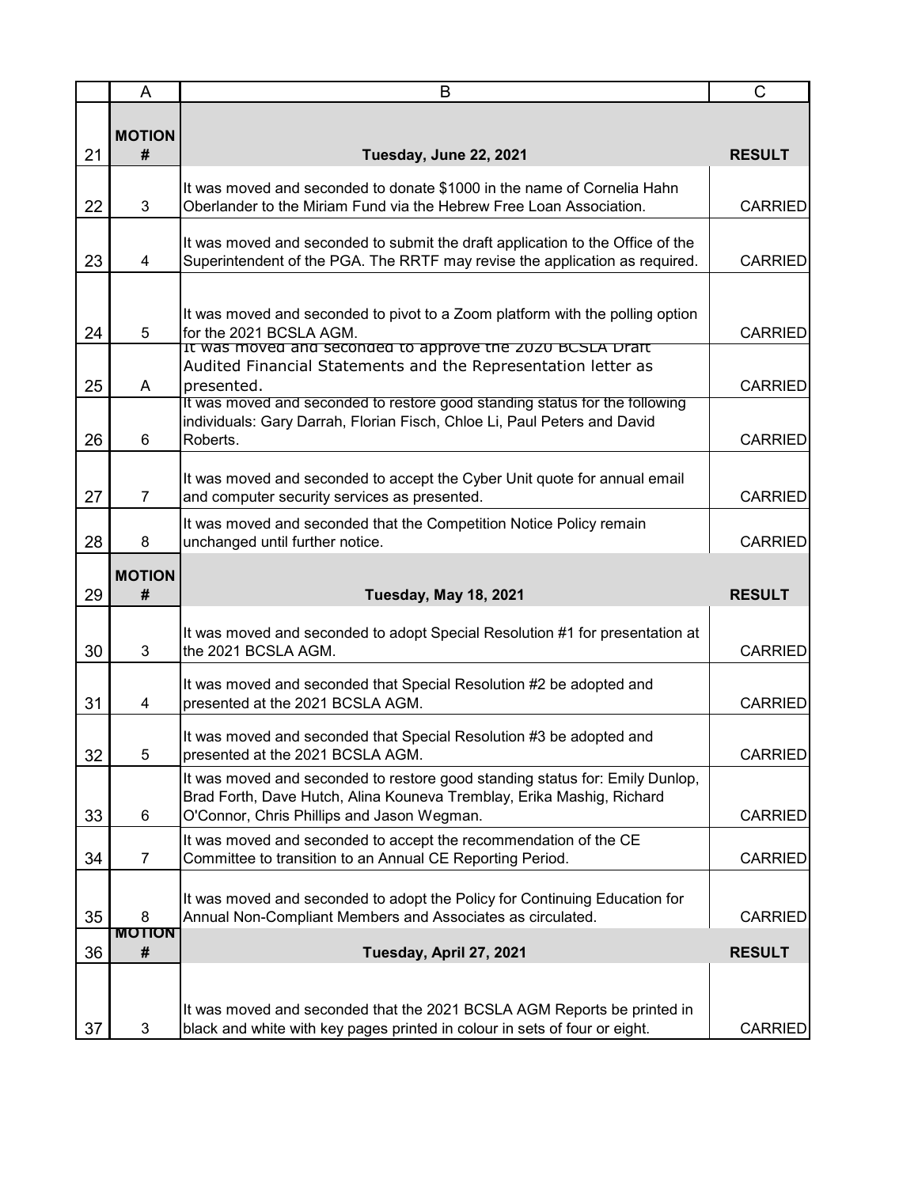| | A | B | C |
|---|---|---|---|
| 21 | **MOTION #** | **Tuesday, June 22, 2021** | **RESULT** |
| 22 | 3 | It was moved and seconded to donate $1000 in the name of Cornelia Hahn Oberlander to the Miriam Fund via the Hebrew Free Loan Association. | CARRIED |
| 23 | 4 | It was moved and seconded to submit the draft application to the Office of the Superintendent of the PGA. The RRTF may revise the application as required. | CARRIED |
| 24 | 5 | It was moved and seconded to pivot to a Zoom platform with the polling option for the 2021 BCSLA AGM. | CARRIED |
| 25 | A | It was moved and seconded to approve the 2020 BCSLA Draft Audited Financial Statements and the Representation letter as presented. | CARRIED |
| 26 | 6 | It was moved and seconded to restore good standing status for the following individuals: Gary Darrah, Florian Fisch, Chloe Li, Paul Peters and David Roberts. | CARRIED |
| 27 | 7 | It was moved and seconded to accept the Cyber Unit quote for annual email and computer security services as presented. | CARRIED |
| 28 | 8 | It was moved and seconded that the Competition Notice Policy remain unchanged until further notice. | CARRIED |
| 29 | **MOTION #** | **Tuesday, May 18, 2021** | **RESULT** |
| 30 | 3 | It was moved and seconded to adopt Special Resolution #1 for presentation at the 2021 BCSLA AGM. | CARRIED |
| 31 | 4 | It was moved and seconded that Special Resolution #2 be adopted and presented at the 2021 BCSLA AGM. | CARRIED |
| 32 | 5 | It was moved and seconded that Special Resolution #3 be adopted and presented at the 2021 BCSLA AGM. | CARRIED |
| 33 | 6 | It was moved and seconded to restore good standing status for: Emily Dunlop, Brad Forth, Dave Hutch, Alina Kouneva Tremblay, Erika Mashig, Richard O'Connor, Chris Phillips and Jason Wegman. | CARRIED |
| 34 | 7 | It was moved and seconded to accept the recommendation of the CE Committee to transition to an Annual CE Reporting Period. | CARRIED |
| 35 | 8 | It was moved and seconded to adopt the Policy for Continuing Education for Annual Non-Compliant Members and Associates as circulated. | CARRIED |
| 36 | **MOTION #** | **Tuesday, April 27, 2021** | **RESULT** |
| 37 | 3 | It was moved and seconded that the 2021 BCSLA AGM Reports be printed in black and white with key pages printed in colour in sets of four or eight. | CARRIED |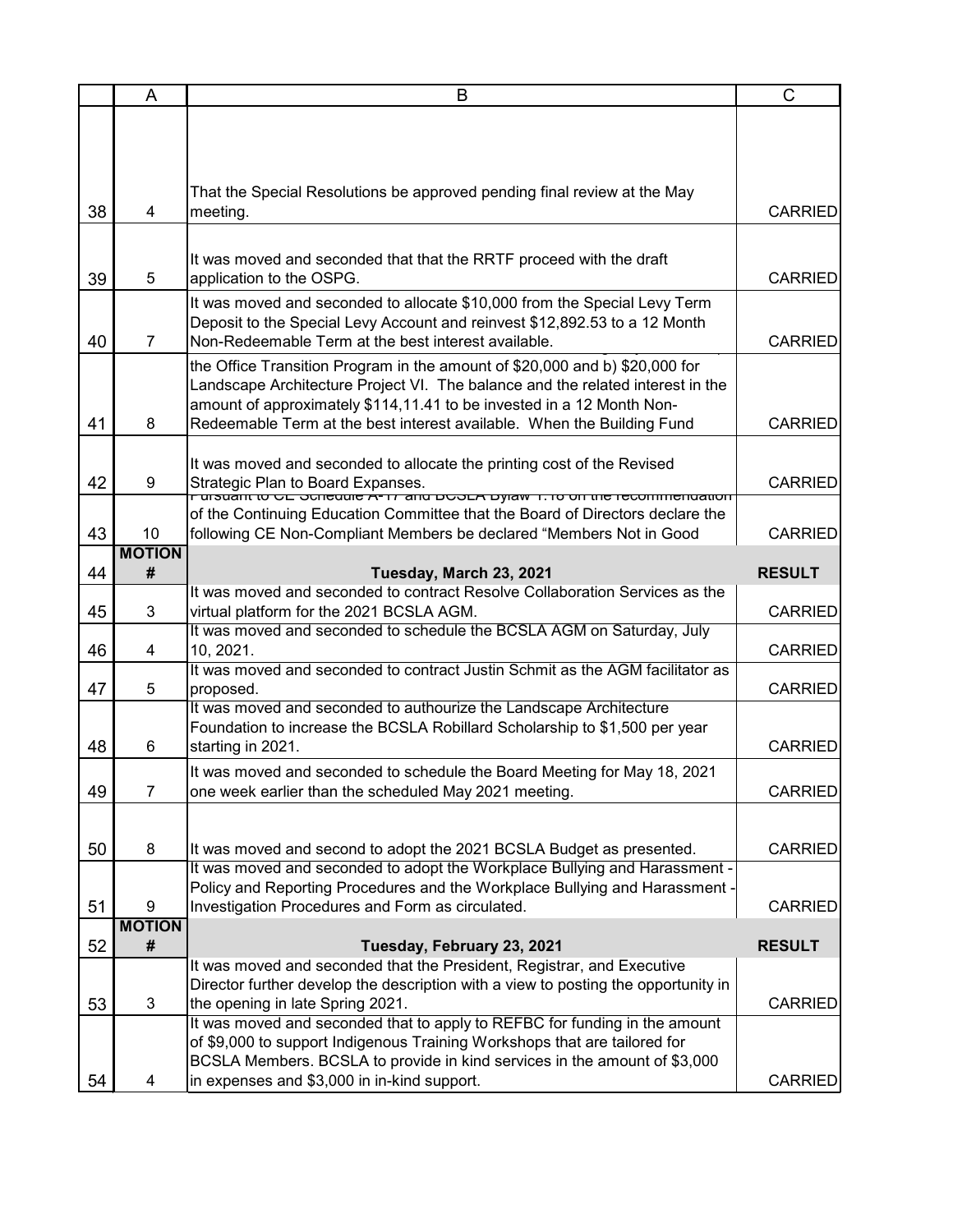| | A | B | C |
|---|---|---|---|
| 38 | 4 | That the Special Resolutions be approved pending final review at the May meeting. | CARRIED |
| 39 | 5 | It was moved and seconded that that the RRTF proceed with the draft application to the OSPG. | CARRIED |
| 40 | 7 | It was moved and seconded to allocate $10,000 from the Special Levy Term Deposit to the Special Levy Account and reinvest $12,892.53 to a 12 Month Non-Redeemable Term at the best interest available. | CARRIED |
| 41 | 8 | the Office Transition Program in the amount of $20,000 and b) $20,000 for Landscape Architecture Project VI. The balance and the related interest in the amount of approximately $114,11.41 to be invested in a 12 Month Non-Redeemable Term at the best interest available. When the Building Fund | CARRIED |
| 42 | 9 | It was moved and seconded to allocate the printing cost of the Revised Strategic Plan to Board Expanses. | CARRIED |
| 43 | 10 | Pursuant to CE Schedule A-17 and BCSLA Bylaw 1.18 on the recommendation of the Continuing Education Committee that the Board of Directors declare the following CE Non-Compliant Members be declared "Members Not in Good | CARRIED |
| 44 | **MOTION #** | **Tuesday, March 23, 2021** | **RESULT** |
| 45 | 3 | It was moved and seconded to contract Resolve Collaboration Services as the virtual platform for the 2021 BCSLA AGM. | CARRIED |
| 46 | 4 | It was moved and seconded to schedule the BCSLA AGM on Saturday, July 10, 2021. | CARRIED |
| 47 | 5 | It was moved and seconded to contract Justin Schmit as the AGM facilitator as proposed. | CARRIED |
| 48 | 6 | It was moved and seconded to authourize the Landscape Architecture Foundation to increase the BCSLA Robillard Scholarship to $1,500 per year starting in 2021. | CARRIED |
| 49 | 7 | It was moved and seconded to schedule the Board Meeting for May 18, 2021 one week earlier than the scheduled May 2021 meeting. | CARRIED |
| 50 | 8 | It was moved and second to adopt the 2021 BCSLA Budget as presented. | CARRIED |
| 51 | 9 | It was moved and seconded to adopt the Workplace Bullying and Harassment - Policy and Reporting Procedures and the Workplace Bullying and Harassment - Investigation Procedures and Form as circulated. | CARRIED |
| 52 | **MOTION #** | **Tuesday, February 23, 2021** | **RESULT** |
| 53 | 3 | It was moved and seconded that the President, Registrar, and Executive Director further develop the description with a view to posting the opportunity in the opening in late Spring 2021. | CARRIED |
| 54 | 4 | It was moved and seconded that to apply to REFBC for funding in the amount of $9,000 to support Indigenous Training Workshops that are tailored for BCSLA Members. BCSLA to provide in kind services in the amount of $3,000 in expenses and $3,000 in in-kind support. | CARRIED |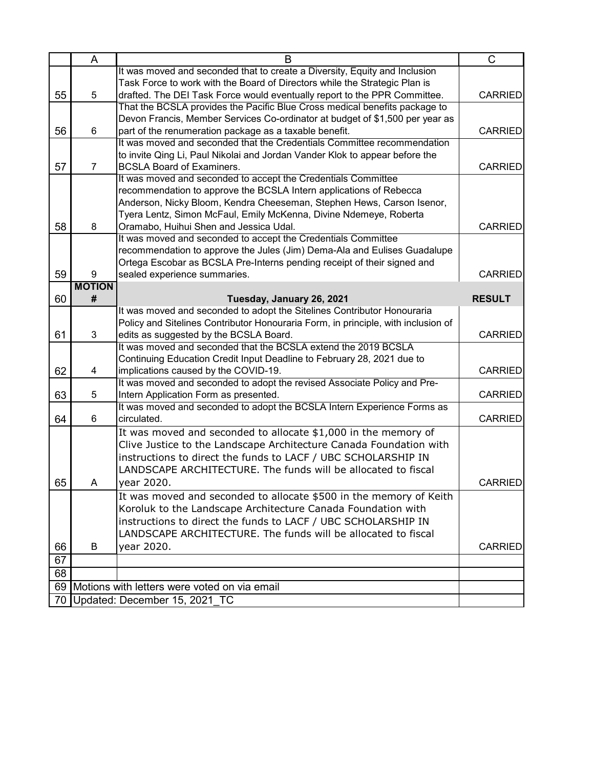| | A | B | C |
|---|---|---|---|
| 55 | 5 | It was moved and seconded that to create a Diversity, Equity and Inclusion Task Force to work with the Board of Directors while the Strategic Plan is drafted. The DEI Task Force would eventually report to the PPR Committee. | CARRIED |
| 56 | 6 | That the BCSLA provides the Pacific Blue Cross medical benefits package to Devon Francis, Member Services Co-ordinator at budget of $1,500 per year as part of the renumeration package as a taxable benefit. | CARRIED |
| 57 | 7 | It was moved and seconded that the Credentials Committee recommendation to invite Qing Li, Paul Nikolai and Jordan Vander Klok to appear before the BCSLA Board of Examiners. | CARRIED |
| 58 | 8 | It was moved and seconded to accept the Credentials Committee recommendation to approve the BCSLA Intern applications of Rebecca Anderson, Nicky Bloom, Kendra Cheeseman, Stephen Hews, Carson Isenor, Tyera Lentz, Simon McFaul, Emily McKenna, Divine Ndemeye, Roberta Oramabo, Huihui Shen and Jessica Udal. | CARRIED |
| 59 | 9 | It was moved and seconded to accept the Credentials Committee recommendation to approve the Jules (Jim) Dema-Ala and Eulises Guadalupe Ortega Escobar as BCSLA Pre-Interns pending receipt of their signed and sealed experience summaries. | CARRIED |
| 60 | **MOTION #** | **Tuesday, January 26, 2021** | **RESULT** |
| 61 | 3 | It was moved and seconded to adopt the Sitelines Contributor Honouraria Policy and Sitelines Contributor Honouraria Form, in principle, with inclusion of edits as suggested by the BCSLA Board. | CARRIED |
| 62 | 4 | It was moved and seconded that the BCSLA extend the 2019 BCSLA Continuing Education Credit Input Deadline to February 28, 2021 due to implications caused by the COVID-19. | CARRIED |
| 63 | 5 | It was moved and seconded to adopt the revised Associate Policy and Pre-Intern Application Form as presented. | CARRIED |
| 64 | 6 | It was moved and seconded to adopt the BCSLA Intern Experience Forms as circulated. | CARRIED |
| 65 | A | It was moved and seconded to allocate $1,000 in the memory of Clive Justice to the Landscape Architecture Canada Foundation with instructions to direct the funds to LACF / UBC SCHOLARSHIP IN LANDSCAPE ARCHITECTURE. The funds will be allocated to fiscal year 2020. | CARRIED |
| 66 | B | It was moved and seconded to allocate $500 in the memory of Keith Koroluk to the Landscape Architecture Canada Foundation with instructions to direct the funds to LACF / UBC SCHOLARSHIP IN LANDSCAPE ARCHITECTURE. The funds will be allocated to fiscal year 2020. | CARRIED |
| 67 | | | |
| 68 | | | |
| 69 | Motions with letters were voted on via email | | |
| 70 | Updated: December 15, 2021_TC | | |